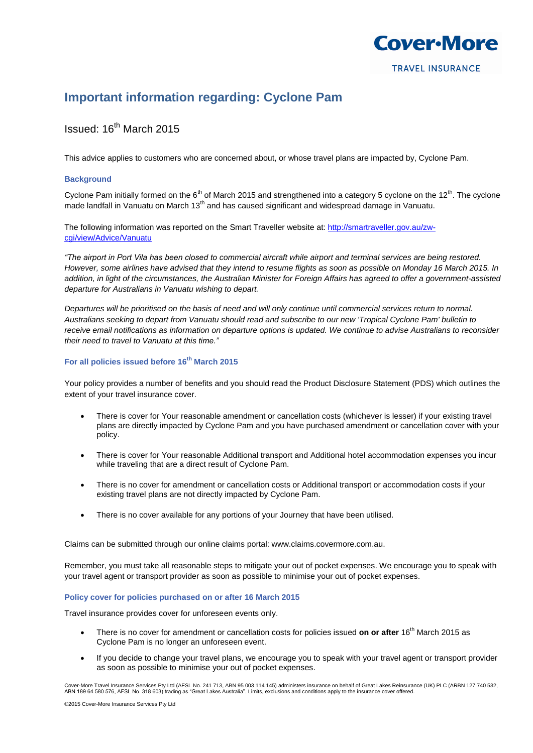# Important information regarding: Cyclone Pam

## Issued: 16th March 2015

This advice applies to customers who are concerned about, or whose travel plans are impacted by, Cyclone Pam.

### Background

Cyclone Pam initially formed on the 6th of March 2015 and strengthened into a category 5 cyclone on the 12th. The cyclone made landfall in Vanuatu on March 13th and has caused significant and widespread damage in Vanuatu.

The following information was reported on the Smart Traveller website at: [http://smartraveller.gov.au/zw-cgi/view/Advice/Vanuatu](http://smartraveller.gov.au/zw-cgi/view/Advice/Vanuatu)

*"The airport in Port Vila has been closed to commercial aircraft while airport and terminal services are being restored. However, some airlines have advised that they intend to resume flights as soon as possible on Monday 16 March 2015. In addition, in light of the circumstances, the Australian Minister for Foreign Affairs has agreed to offer a government-assisted departure for Australians in Vanuatu wishing to depart.*

*Departures will be prioritised on the basis of need and will only continue until commercial services return to normal. Australians seeking to depart from Vanuatu should read and subscribe to our new 'Tropical Cyclone Pam' bulletin to receive email notifications as information on departure options is updated. We continue to advise Australians to reconsider their need to travel to Vanuatu at this time."*

### For all policies issued before 16th March 2015

Your policy provides a number of benefits and you should read the Product Disclosure Statement (PDS) which outlines the extent of your travel insurance cover.

- There is cover for Your reasonable amendment or cancellation costs (whichever is lesser) if your existing travel plans are directly impacted by Cyclone Pam and you have purchased amendment or cancellation cover with your policy.
- There is cover for Your reasonable Additional transport and Additional hotel accommodation expenses you incur while traveling that are a direct result of Cyclone Pam.
- There is no cover for amendment or cancellation costs or Additional transport or accommodation costs if your existing travel plans are not directly impacted by Cyclone Pam.
- There is no cover available for any portions of your Journey that have been utilised.

Claims can be submitted through our online claims portal: www.claims.covermore.com.au.

Remember, you must take all reasonable steps to mitigate your out of pocket expenses. We encourage you to speak with your travel agent or transport provider as soon as possible to minimise your out of pocket expenses.

### Policy cover for policies purchased on or after 16 March 2015

Travel insurance provides cover for unforeseen events only.

- There is no cover for amendment or cancellation costs for policies issued **on or after** 16th March 2015 as Cyclone Pam is no longer an unforeseen event.
- If you decide to change your travel plans, we encourage you to speak with your travel agent or transport provider as soon as possible to minimise your out of pocket expenses.

Cover-More Travel Insurance Services Pty Ltd (AFSL No. 241 713, ABN 95 003 114 145) administers insurance on behalf of Great Lakes Reinsurance (UK) PLC (ARBN 127 740 532, ABN 189 64 580 576, AFSL No. 318 603) trading as "Great Lakes Australia". Limits, exclusions and conditions apply to the insurance cover offered.

©2015 Cover-More Insurance Services Pty Ltd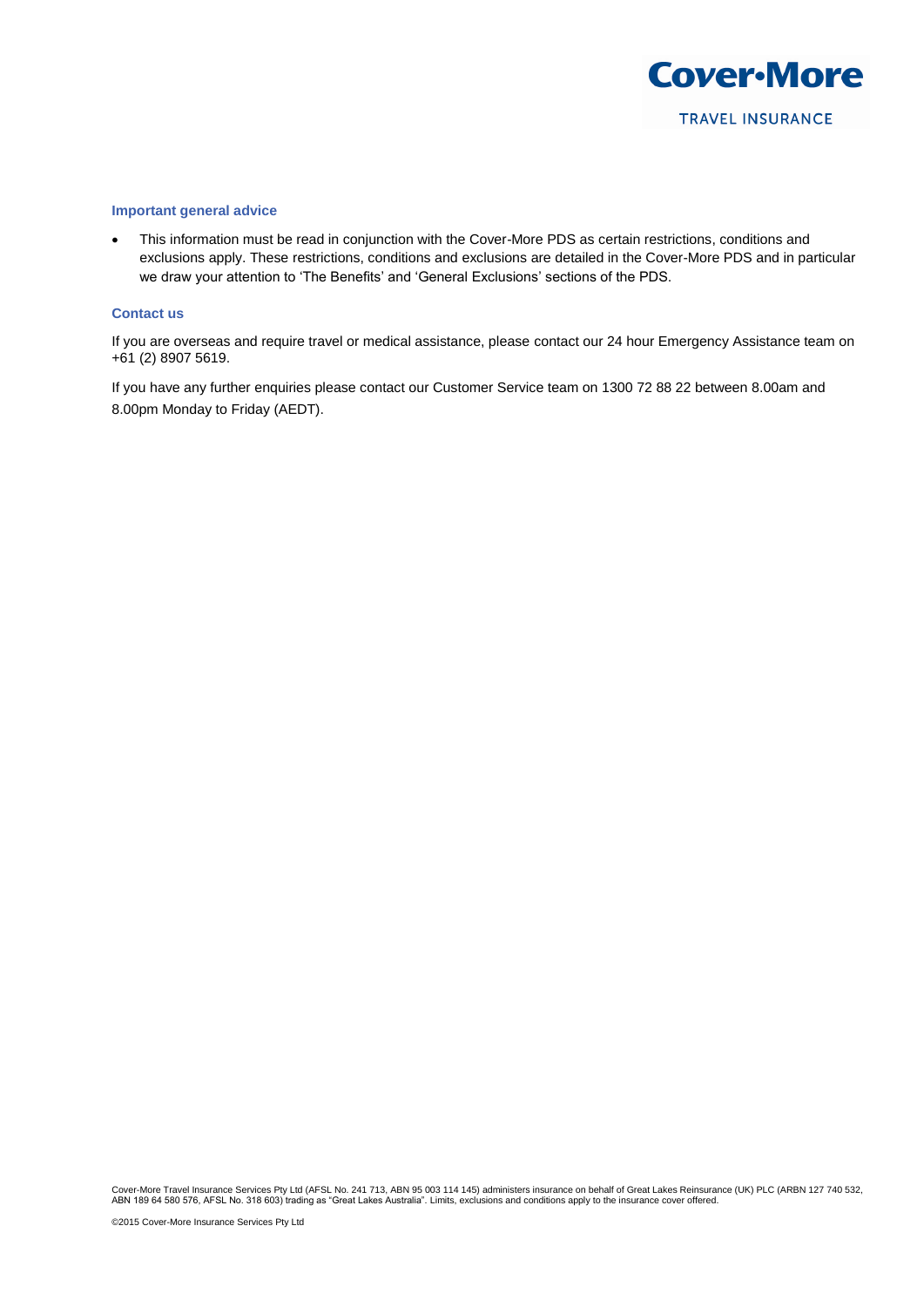### Important general advice

- This information must be read in conjunction with the Cover-More PDS as certain restrictions, conditions and exclusions apply. These restrictions, conditions and exclusions are detailed in the Cover-More PDS and in particular we draw your attention to 'The Benefits' and 'General Exclusions' sections of the PDS.

### Contact us

If you are overseas and require travel or medical assistance, please contact our 24 hour Emergency Assistance team on +61 (2) 8907 5619.

If you have any further enquiries please contact our Customer Service team on 1300 72 88 22 between 8.00am and 8.00pm Monday to Friday (AEDT).

Cover-More Travel Insurance Services Pty Ltd (AFSL No. 241 713, ABN 95 003 114 145) administers insurance on behalf of Great Lakes Reinsurance (UK) PLC (ARBN 127 740 532, ABN 189 64 580 576, AFSL No. 318 603) trading as "Great Lakes Australia". Limits, exclusions and conditions apply to the insurance cover offered.

©2015 Cover-More Insurance Services Pty Ltd